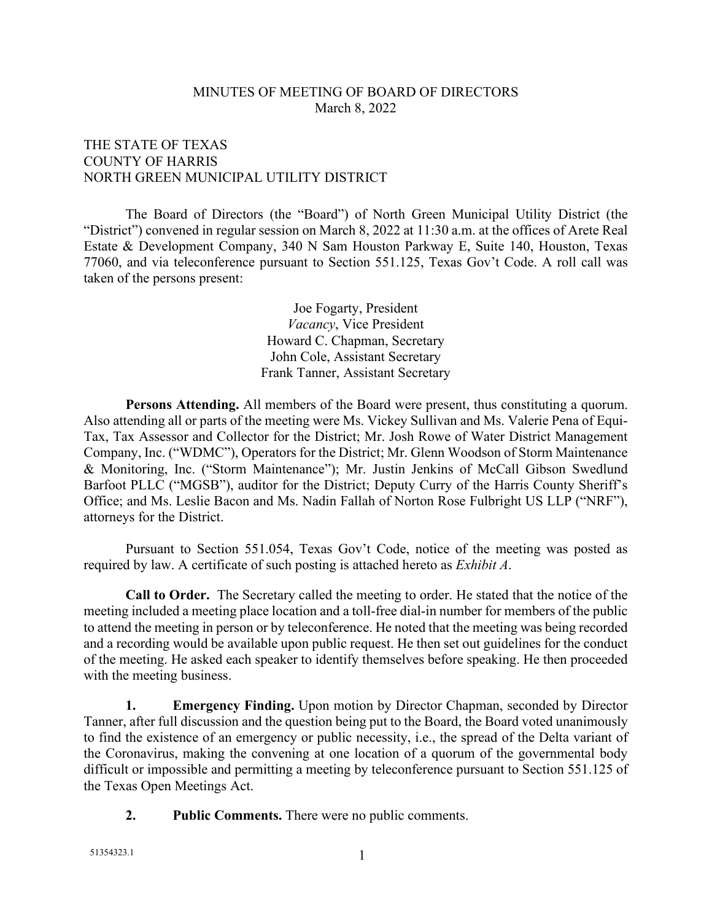MINUTES OF MEETING OF BOARD OF DIRECTORS
March 8, 2022

THE STATE OF TEXAS
COUNTY OF HARRIS
NORTH GREEN MUNICIPAL UTILITY DISTRICT

The Board of Directors (the "Board") of North Green Municipal Utility District (the "District") convened in regular session on March 8, 2022 at 11:30 a.m. at the offices of Arete Real Estate & Development Company, 340 N Sam Houston Parkway E, Suite 140, Houston, Texas 77060, and via teleconference pursuant to Section 551.125, Texas Gov't Code. A roll call was taken of the persons present:

Joe Fogarty, President
*Vacancy*, Vice President
Howard C. Chapman, Secretary
John Cole, Assistant Secretary
Frank Tanner, Assistant Secretary

**Persons Attending.** All members of the Board were present, thus constituting a quorum. Also attending all or parts of the meeting were Ms. Vickey Sullivan and Ms. Valerie Pena of Equi-Tax, Tax Assessor and Collector for the District; Mr. Josh Rowe of Water District Management Company, Inc. ("WDMC"), Operators for the District; Mr. Glenn Woodson of Storm Maintenance & Monitoring, Inc. ("Storm Maintenance"); Mr. Justin Jenkins of McCall Gibson Swedlund Barfoot PLLC ("MGSB"), auditor for the District; Deputy Curry of the Harris County Sheriff's Office; and Ms. Leslie Bacon and Ms. Nadin Fallah of Norton Rose Fulbright US LLP ("NRF"), attorneys for the District.

Pursuant to Section 551.054, Texas Gov't Code, notice of the meeting was posted as required by law. A certificate of such posting is attached hereto as *Exhibit A*.

**Call to Order.** The Secretary called the meeting to order. He stated that the notice of the meeting included a meeting place location and a toll-free dial-in number for members of the public to attend the meeting in person or by teleconference. He noted that the meeting was being recorded and a recording would be available upon public request. He then set out guidelines for the conduct of the meeting. He asked each speaker to identify themselves before speaking. He then proceeded with the meeting business.

**1. Emergency Finding.** Upon motion by Director Chapman, seconded by Director Tanner, after full discussion and the question being put to the Board, the Board voted unanimously to find the existence of an emergency or public necessity, i.e., the spread of the Delta variant of the Coronavirus, making the convening at one location of a quorum of the governmental body difficult or impossible and permitting a meeting by teleconference pursuant to Section 551.125 of the Texas Open Meetings Act.

**2. Public Comments.** There were no public comments.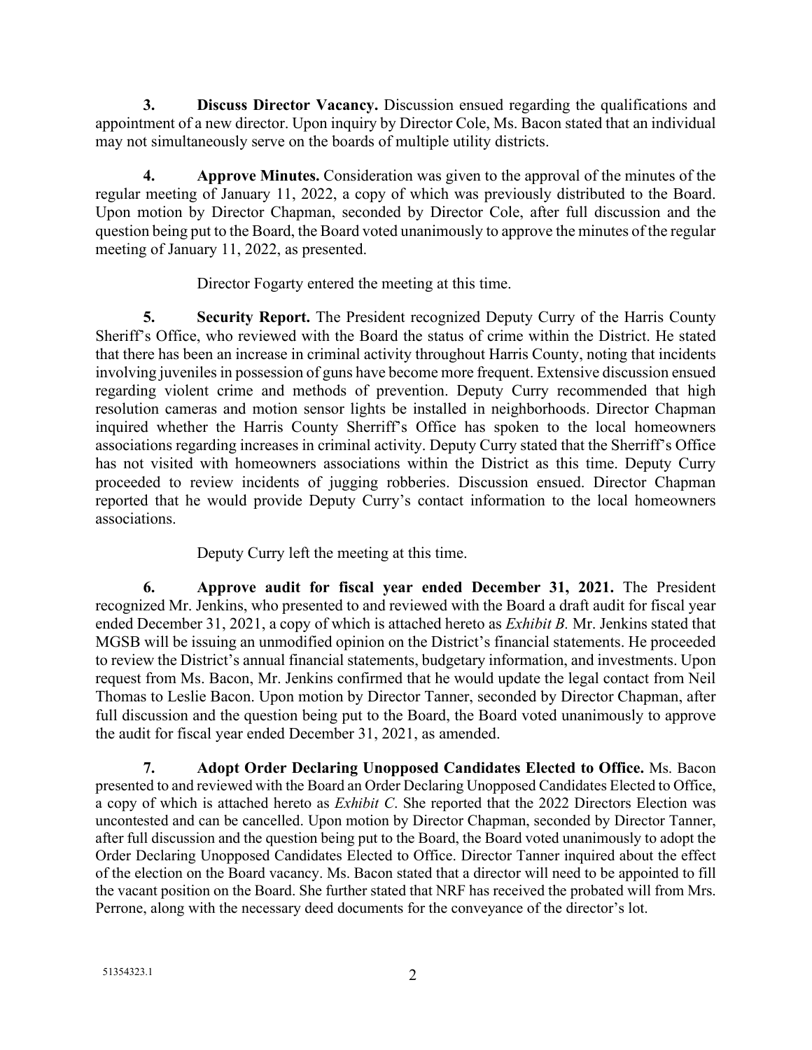**3. Discuss Director Vacancy.** Discussion ensued regarding the qualifications and appointment of a new director. Upon inquiry by Director Cole, Ms. Bacon stated that an individual may not simultaneously serve on the boards of multiple utility districts.

**4. Approve Minutes.** Consideration was given to the approval of the minutes of the regular meeting of January 11, 2022, a copy of which was previously distributed to the Board. Upon motion by Director Chapman, seconded by Director Cole, after full discussion and the question being put to the Board, the Board voted unanimously to approve the minutes of the regular meeting of January 11, 2022, as presented.

Director Fogarty entered the meeting at this time.

**5. Security Report.** The President recognized Deputy Curry of the Harris County Sheriff's Office, who reviewed with the Board the status of crime within the District. He stated that there has been an increase in criminal activity throughout Harris County, noting that incidents involving juveniles in possession of guns have become more frequent. Extensive discussion ensued regarding violent crime and methods of prevention. Deputy Curry recommended that high resolution cameras and motion sensor lights be installed in neighborhoods. Director Chapman inquired whether the Harris County Sherriff's Office has spoken to the local homeowners associations regarding increases in criminal activity. Deputy Curry stated that the Sherriff's Office has not visited with homeowners associations within the District as this time. Deputy Curry proceeded to review incidents of jugging robberies. Discussion ensued. Director Chapman reported that he would provide Deputy Curry's contact information to the local homeowners associations.

Deputy Curry left the meeting at this time.

**6. Approve audit for fiscal year ended December 31, 2021.** The President recognized Mr. Jenkins, who presented to and reviewed with the Board a draft audit for fiscal year ended December 31, 2021, a copy of which is attached hereto as *Exhibit B.* Mr. Jenkins stated that MGSB will be issuing an unmodified opinion on the District's financial statements. He proceeded to review the District's annual financial statements, budgetary information, and investments. Upon request from Ms. Bacon, Mr. Jenkins confirmed that he would update the legal contact from Neil Thomas to Leslie Bacon. Upon motion by Director Tanner, seconded by Director Chapman, after full discussion and the question being put to the Board, the Board voted unanimously to approve the audit for fiscal year ended December 31, 2021, as amended.

**7. Adopt Order Declaring Unopposed Candidates Elected to Office.** Ms. Bacon presented to and reviewed with the Board an Order Declaring Unopposed Candidates Elected to Office, a copy of which is attached hereto as *Exhibit C*. She reported that the 2022 Directors Election was uncontested and can be cancelled. Upon motion by Director Chapman, seconded by Director Tanner, after full discussion and the question being put to the Board, the Board voted unanimously to adopt the Order Declaring Unopposed Candidates Elected to Office. Director Tanner inquired about the effect of the election on the Board vacancy. Ms. Bacon stated that a director will need to be appointed to fill the vacant position on the Board. She further stated that NRF has received the probated will from Mrs. Perrone, along with the necessary deed documents for the conveyance of the director's lot.

51354323.1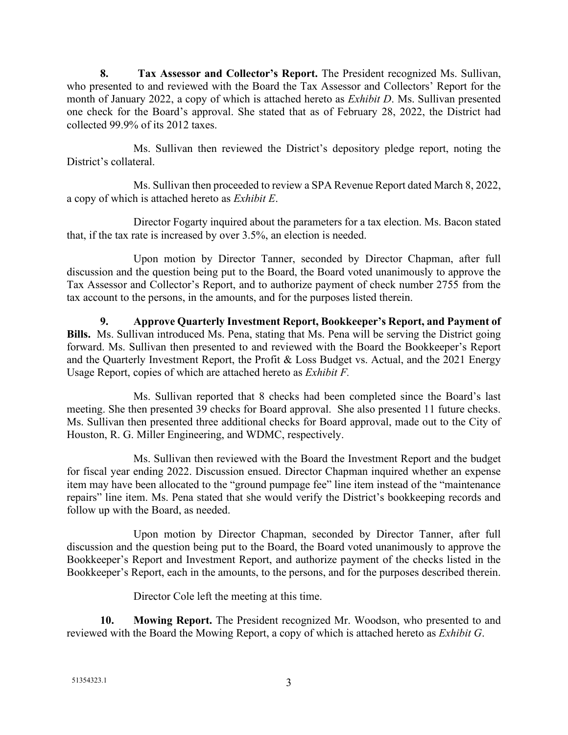**8. Tax Assessor and Collector's Report.** The President recognized Ms. Sullivan, who presented to and reviewed with the Board the Tax Assessor and Collectors' Report for the month of January 2022, a copy of which is attached hereto as *Exhibit D*. Ms. Sullivan presented one check for the Board's approval. She stated that as of February 28, 2022, the District had collected 99.9% of its 2012 taxes.

Ms. Sullivan then reviewed the District's depository pledge report, noting the District's collateral.

Ms. Sullivan then proceeded to review a SPA Revenue Report dated March 8, 2022, a copy of which is attached hereto as *Exhibit E*.

Director Fogarty inquired about the parameters for a tax election. Ms. Bacon stated that, if the tax rate is increased by over 3.5%, an election is needed.

Upon motion by Director Tanner, seconded by Director Chapman, after full discussion and the question being put to the Board, the Board voted unanimously to approve the Tax Assessor and Collector's Report, and to authorize payment of check number 2755 from the tax account to the persons, in the amounts, and for the purposes listed therein.

**9. Approve Quarterly Investment Report, Bookkeeper's Report, and Payment of Bills.** Ms. Sullivan introduced Ms. Pena, stating that Ms. Pena will be serving the District going forward. Ms. Sullivan then presented to and reviewed with the Board the Bookkeeper's Report and the Quarterly Investment Report, the Profit & Loss Budget vs. Actual, and the 2021 Energy Usage Report, copies of which are attached hereto as *Exhibit F.*

Ms. Sullivan reported that 8 checks had been completed since the Board's last meeting. She then presented 39 checks for Board approval. She also presented 11 future checks. Ms. Sullivan then presented three additional checks for Board approval, made out to the City of Houston, R. G. Miller Engineering, and WDMC, respectively.

Ms. Sullivan then reviewed with the Board the Investment Report and the budget for fiscal year ending 2022. Discussion ensued. Director Chapman inquired whether an expense item may have been allocated to the "ground pumpage fee" line item instead of the "maintenance repairs" line item. Ms. Pena stated that she would verify the District's bookkeeping records and follow up with the Board, as needed.

Upon motion by Director Chapman, seconded by Director Tanner, after full discussion and the question being put to the Board, the Board voted unanimously to approve the Bookkeeper's Report and Investment Report, and authorize payment of the checks listed in the Bookkeeper's Report, each in the amounts, to the persons, and for the purposes described therein.

Director Cole left the meeting at this time.

**10. Mowing Report.** The President recognized Mr. Woodson, who presented to and reviewed with the Board the Mowing Report, a copy of which is attached hereto as *Exhibit G*.

51354323.1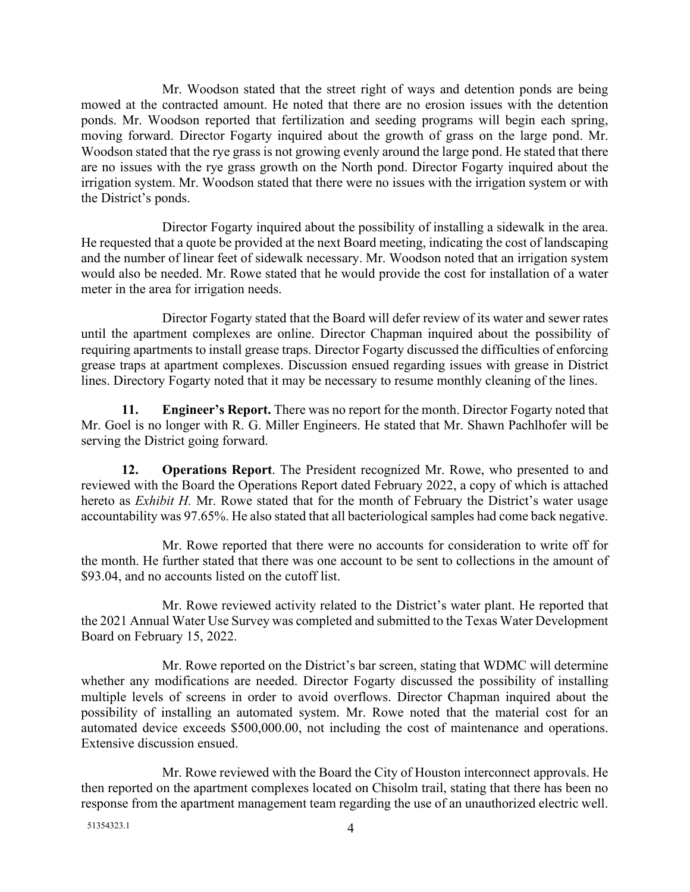Mr. Woodson stated that the street right of ways and detention ponds are being mowed at the contracted amount. He noted that there are no erosion issues with the detention ponds. Mr. Woodson reported that fertilization and seeding programs will begin each spring, moving forward. Director Fogarty inquired about the growth of grass on the large pond. Mr. Woodson stated that the rye grass is not growing evenly around the large pond. He stated that there are no issues with the rye grass growth on the North pond. Director Fogarty inquired about the irrigation system. Mr. Woodson stated that there were no issues with the irrigation system or with the District's ponds.

Director Fogarty inquired about the possibility of installing a sidewalk in the area. He requested that a quote be provided at the next Board meeting, indicating the cost of landscaping and the number of linear feet of sidewalk necessary. Mr. Woodson noted that an irrigation system would also be needed. Mr. Rowe stated that he would provide the cost for installation of a water meter in the area for irrigation needs.

Director Fogarty stated that the Board will defer review of its water and sewer rates until the apartment complexes are online. Director Chapman inquired about the possibility of requiring apartments to install grease traps. Director Fogarty discussed the difficulties of enforcing grease traps at apartment complexes. Discussion ensued regarding issues with grease in District lines. Directory Fogarty noted that it may be necessary to resume monthly cleaning of the lines.

**11. Engineer's Report.** There was no report for the month. Director Fogarty noted that Mr. Goel is no longer with R. G. Miller Engineers. He stated that Mr. Shawn Pachlhofer will be serving the District going forward.

**12. Operations Report**. The President recognized Mr. Rowe, who presented to and reviewed with the Board the Operations Report dated February 2022, a copy of which is attached hereto as *Exhibit H.* Mr. Rowe stated that for the month of February the District's water usage accountability was 97.65%. He also stated that all bacteriological samples had come back negative.

Mr. Rowe reported that there were no accounts for consideration to write off for the month. He further stated that there was one account to be sent to collections in the amount of $93.04, and no accounts listed on the cutoff list.

Mr. Rowe reviewed activity related to the District's water plant. He reported that the 2021 Annual Water Use Survey was completed and submitted to the Texas Water Development Board on February 15, 2022.

Mr. Rowe reported on the District's bar screen, stating that WDMC will determine whether any modifications are needed. Director Fogarty discussed the possibility of installing multiple levels of screens in order to avoid overflows. Director Chapman inquired about the possibility of installing an automated system. Mr. Rowe noted that the material cost for an automated device exceeds $500,000.00, not including the cost of maintenance and operations. Extensive discussion ensued.

Mr. Rowe reviewed with the Board the City of Houston interconnect approvals. He then reported on the apartment complexes located on Chisolm trail, stating that there has been no response from the apartment management team regarding the use of an unauthorized electric well.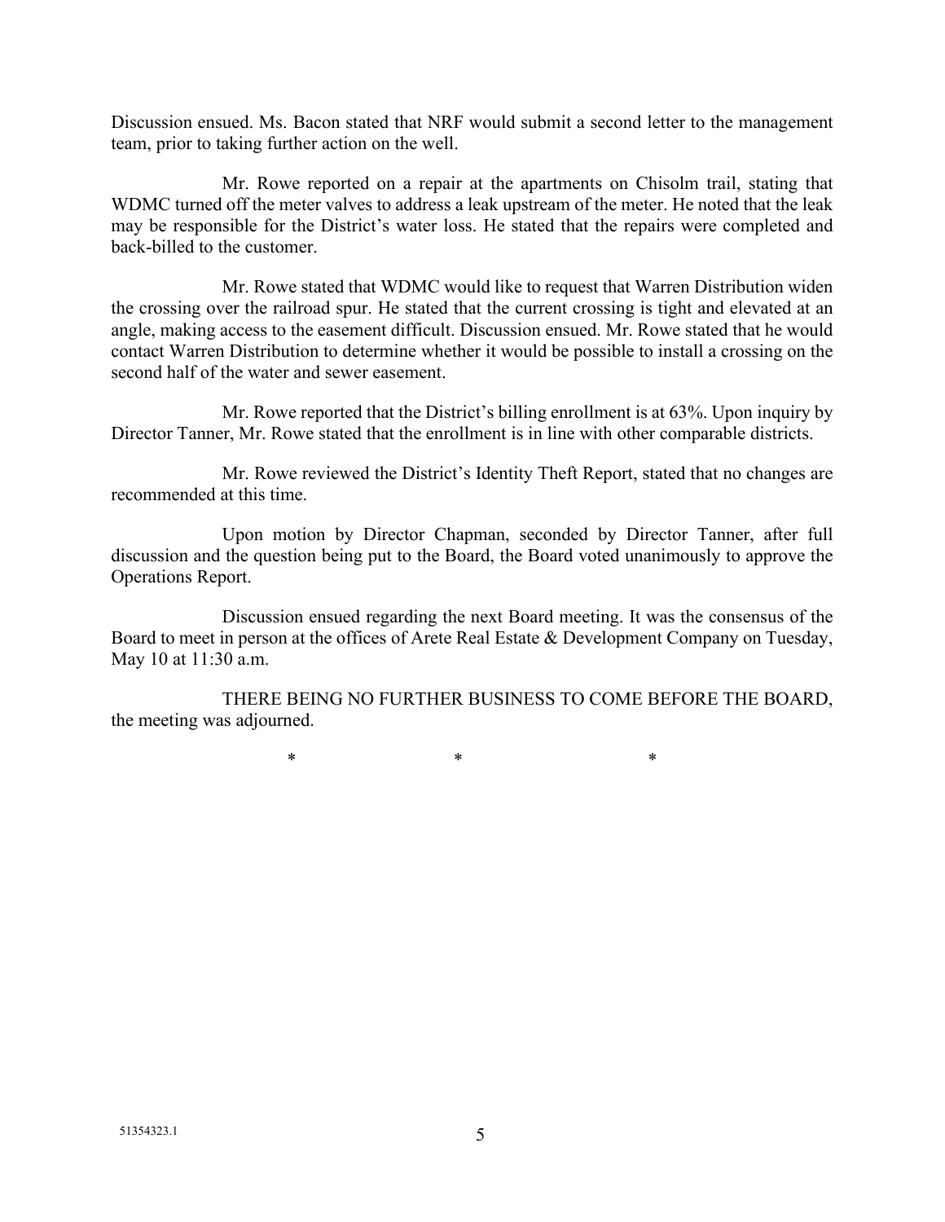Discussion ensued. Ms. Bacon stated that NRF would submit a second letter to the management team, prior to taking further action on the well.

Mr. Rowe reported on a repair at the apartments on Chisolm trail, stating that WDMC turned off the meter valves to address a leak upstream of the meter. He noted that the leak may be responsible for the District's water loss. He stated that the repairs were completed and back-billed to the customer.

Mr. Rowe stated that WDMC would like to request that Warren Distribution widen the crossing over the railroad spur. He stated that the current crossing is tight and elevated at an angle, making access to the easement difficult. Discussion ensued. Mr. Rowe stated that he would contact Warren Distribution to determine whether it would be possible to install a crossing on the second half of the water and sewer easement.

Mr. Rowe reported that the District's billing enrollment is at 63%. Upon inquiry by Director Tanner, Mr. Rowe stated that the enrollment is in line with other comparable districts.

Mr. Rowe reviewed the District's Identity Theft Report, stated that no changes are recommended at this time.

Upon motion by Director Chapman, seconded by Director Tanner, after full discussion and the question being put to the Board, the Board voted unanimously to approve the Operations Report.

Discussion ensued regarding the next Board meeting. It was the consensus of the Board to meet in person at the offices of Arete Real Estate & Development Company on Tuesday, May 10 at 11:30 a.m.

THERE BEING NO FURTHER BUSINESS TO COME BEFORE THE BOARD, the meeting was adjourned.

\* \* \*

51354323.1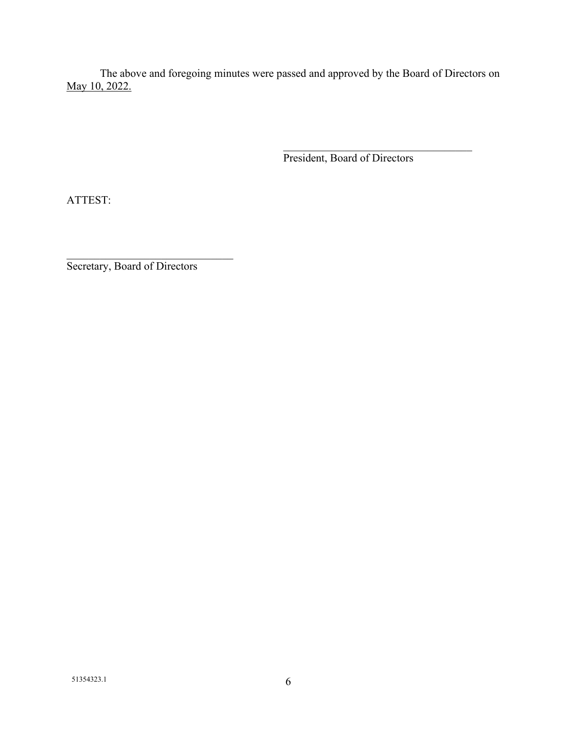The above and foregoing minutes were passed and approved by the Board of Directors on May 10, 2022.

\_\_\_\_\_\_\_\_\_\_\_\_\_\_\_\_\_\_\_\_\_\_\_\_\_\_\_\_\_\_\_\_\_\_\_\_

President, Board of Directors

ATTEST:

\_\_\_\_\_\_\_\_\_\_\_\_\_\_\_\_\_\_\_\_\_\_\_\_\_\_\_\_\_\_\_\_\_\_\_\_

Secretary, Board of Directors

51354323.1